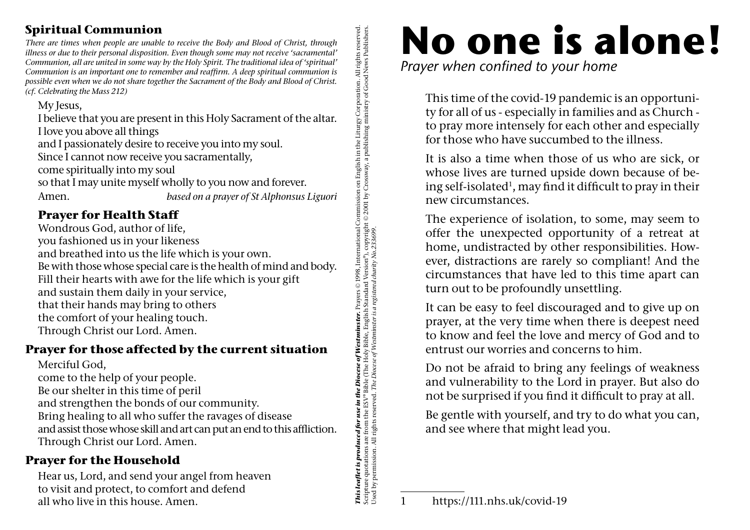# No one is alone!

*Prayer when confined to your home*

This time of the covid-19 pandemic is an opportunity for all of us - especially in families and as Church - to pray more intensely for each other and especially for those who have succumbed to the illness.

It is also a time when those of us who are sick, or whose lives are turned upside down because of being self-isolated[1], may find it difficult to pray in their new circumstances.

The experience of isolation, to some, may seem to offer the unexpected opportunity of a retreat at home, undistracted by other responsibilities. However, distractions are rarely so compliant! And the circumstances that have led to this time apart can turn out to be profoundly unsettling.

It can be easy to feel discouraged and to give up on prayer, at the very time when there is deepest need to know and feel the love and mercy of God and to entrust our worries and concerns to him.

Do not be afraid to bring any feelings of weakness and vulnerability to the Lord in prayer. But also do not be surprised if you find it difficult to pray at all.

Be gentle with yourself, and try to do what you can, and see where that might lead you.

1 https://111.nhs.uk/covid-19

## Spiritual Communion

*There are times when people are unable to receive the Body and Blood of Christ, through illness or due to their personal disposition. Even though some may not receive 'sacramental' Communion, all are united in some way by the Holy Spirit. The traditional idea of 'spiritual' Communion is an important one to remember and reaffirm. A deep spiritual communion is possible even when we do not share together the Sacrament of the Body and Blood of Christ. (cf. Celebrating the Mass 212)*

My Jesus,
I believe that you are present in this Holy Sacrament of the altar.
I love you above all things
and I passionately desire to receive you into my soul.
Since I cannot now receive you sacramentally,
come spiritually into my soul
so that I may unite myself wholly to you now and forever.
Amen. *based on a prayer of St Alphonsus Liguori*

## Prayer for Health Staff

Wondrous God, author of life,
you fashioned us in your likeness
and breathed into us the life which is your own.
Be with those whose special care is the health of mind and body.
Fill their hearts with awe for the life which is your gift
and sustain them daily in your service,
that their hands may bring to others
the comfort of your healing touch.
Through Christ our Lord. Amen.

## Prayer for those affected by the current situation

Merciful God,
come to the help of your people.
Be our shelter in this time of peril
and strengthen the bonds of our community.
Bring healing to all who suffer the ravages of disease
and assist those whose skill and art can put an end to this affliction.
Through Christ our Lord. Amen.

## Prayer for the Household

Hear us, Lord, and send your angel from heaven
to visit and protect, to comfort and defend
all who live in this house. Amen.

***This leaflet is produced for use in the Diocese of Westminster.*** Prayers © 1998, International Commission on English in the Liturgy Corporation. All rights reserved. Scripture quotations are from the ESV® Bible (The Holy Bible, English Standard Version®), copyright © 2001 by Crossway, a publishing ministry of Good News Publishers. Used by permission. All rights reserved. *The Diocese of Westminster is a registered charity No. 233699.*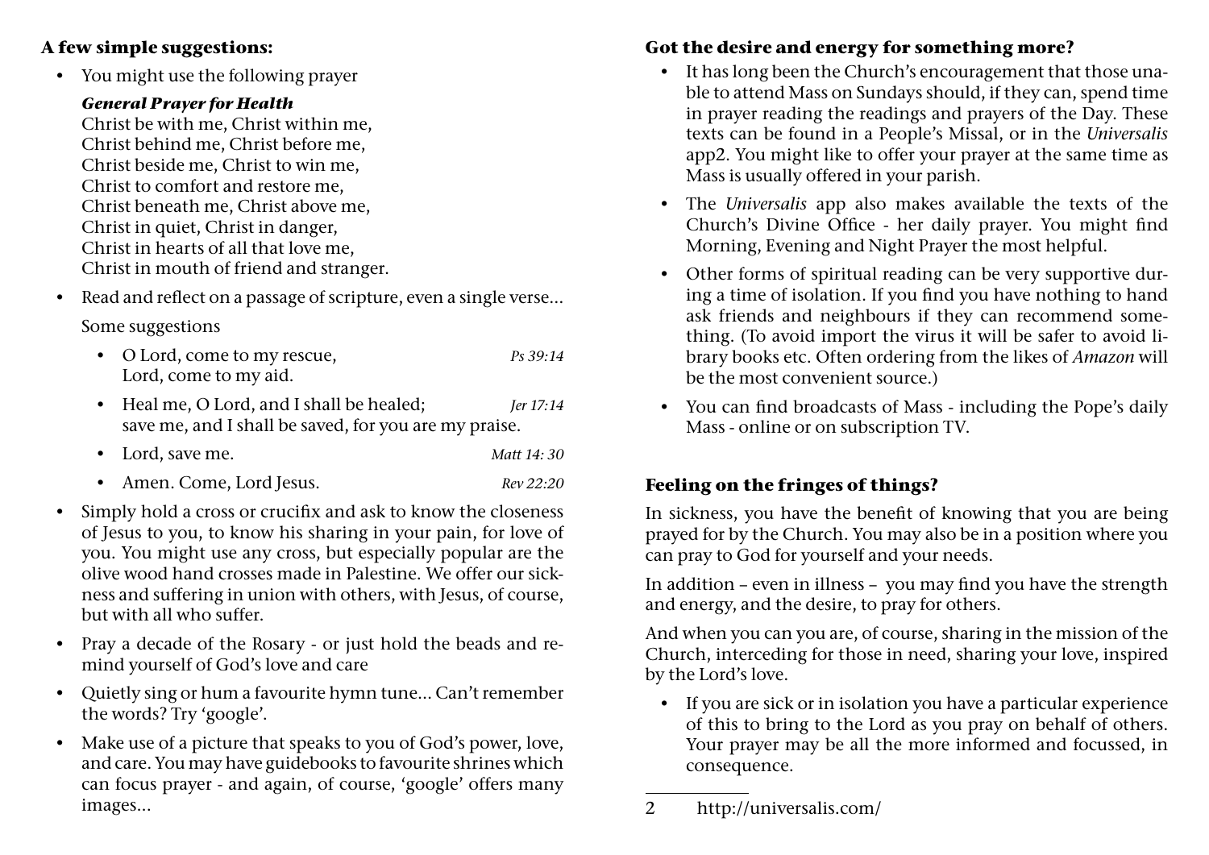**A few simple suggestions:**

- You might use the following prayer

  ***General Prayer for Health***
  Christ be with me, Christ within me,
  Christ behind me, Christ before me,
  Christ beside me, Christ to win me,
  Christ to comfort and restore me,
  Christ beneath me, Christ above me,
  Christ in quiet, Christ in danger,
  Christ in hearts of all that love me,
  Christ in mouth of friend and stranger.

- Read and reflect on a passage of scripture, even a single verse...

  Some suggestions

  - O Lord, come to my rescue, Lord, come to my aid. *Ps 39:14*
  - Heal me, O Lord, and I shall be healed; save me, and I shall be saved, for you are my praise. *Jer 17:14*
  - Lord, save me. *Matt 14: 30*
  - Amen. Come, Lord Jesus. *Rev 22:20*

- Simply hold a cross or crucifix and ask to know the closeness of Jesus to you, to know his sharing in your pain, for love of you. You might use any cross, but especially popular are the olive wood hand crosses made in Palestine. We offer our sickness and suffering in union with others, with Jesus, of course, but with all who suffer.
- Pray a decade of the Rosary - or just hold the beads and remind yourself of God's love and care
- Quietly sing or hum a favourite hymn tune... Can't remember the words? Try 'google'.
- Make use of a picture that speaks to you of God's power, love, and care. You may have guidebooks to favourite shrines which can focus prayer - and again, of course, 'google' offers many images...

**Got the desire and energy for something more?**

- It has long been the Church's encouragement that those unable to attend Mass on Sundays should, if they can, spend time in prayer reading the readings and prayers of the Day. These texts can be found in a People's Missal, or in the *Universalis* app[2]. You might like to offer your prayer at the same time as Mass is usually offered in your parish.
- The *Universalis* app also makes available the texts of the Church's Divine Office - her daily prayer. You might find Morning, Evening and Night Prayer the most helpful.
- Other forms of spiritual reading can be very supportive during a time of isolation. If you find you have nothing to hand ask friends and neighbours if they can recommend something. (To avoid import the virus it will be safer to avoid library books etc. Often ordering from the likes of *Amazon* will be the most convenient source.)
- You can find broadcasts of Mass - including the Pope's daily Mass - online or on subscription TV.

**Feeling on the fringes of things?**

In sickness, you have the benefit of knowing that you are being prayed for by the Church. You may also be in a position where you can pray to God for yourself and your needs.

In addition – even in illness – you may find you have the strength and energy, and the desire, to pray for others.

And when you can you are, of course, sharing in the mission of the Church, interceding for those in need, sharing your love, inspired by the Lord's love.

- If you are sick or in isolation you have a particular experience of this to bring to the Lord as you pray on behalf of others. Your prayer may be all the more informed and focussed, in consequence.

---

2 http://universalis.com/